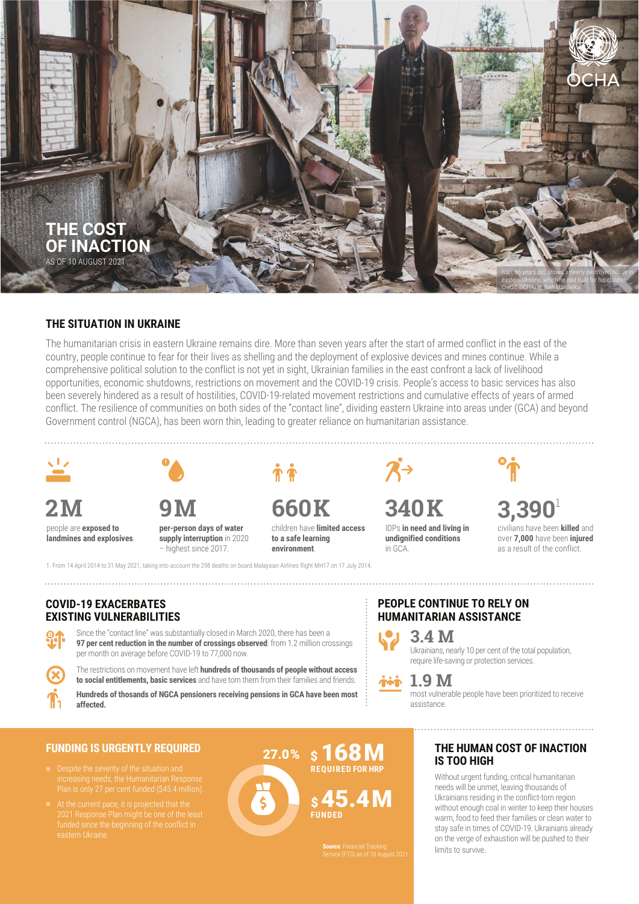# THE COST OF INACTION

AS OF 10 AUGUST 2021

Ivan, 66 years old, shows a nearly destroyed house in eastern Ukraine, which he had built for his children. Credit: OCHA/Yevhen Maloletka

OCHA

## THE SITUATION IN UKRAINE

The humanitarian crisis in eastern Ukraine remains dire. More than seven years after the start of armed conflict in the east of the country, people continue to fear for their lives as shelling and the deployment of explosive devices and mines continue. While a comprehensive political solution to the conflict is not yet in sight, Ukrainian families in the east confront a lack of livelihood opportunities, economic shutdowns, restrictions on movement and the COVID-19 crisis. People's access to basic services has also been severely hindered as a result of hostilities, COVID-19-related movement restrictions and cumulative effects of years of armed conflict. The resilience of communities on both sides of the "contact line", dividing eastern Ukraine into areas under (GCA) and beyond Government control (NGCA), has been worn thin, leading to greater reliance on humanitarian assistance.

**2M**
people are **exposed to landmines and explosives**.

**9M**
**per-person days of water supply interruption** in 2020 – highest since 2017.

**660K**
children have **limited access to a safe learning environment**.

**340K**
IDPs **in need and living in undignified conditions** in GCA.

**3,390**[1]
civilians have been **killed** and over **7,000** have been **injured** as a result of the conflict.

1. From 14 April 2014 to 31 May 2021, taking into account the 298 deaths on board Malaysian Airlines flight MH17 on 17 July 2014.

## COVID-19 EXACERBATES EXISTING VULNERABILITIES

Since the "contact line" was substantially closed in March 2020, there has been a **97 per cent reduction in the number of crossings observed**: from 1.2 million crossings per month on average before COVID-19 to 77,000 now.

The restrictions on movement have left **hundreds of thousands of people without access to social entitlements, basic services** and have torn them from their families and friends.

**Hundreds of thosands of NGCA pensioners receiving pensions in GCA have been most affected.**

## PEOPLE CONTINUE TO RELY ON HUMANITARIAN ASSISTANCE

**3.4 M**
Ukrainians, nearly 10 per cent of the total population, require life-saving or protection services.

**1.9 M**
most vulnerable people have been prioritized to receive assistance.

## FUNDING IS URGENTLY REQUIRED

- Despite the severity of the situation and increasing needs, the Humanitarian Response Plan is only 27 per cent funded ($45.4 million).
- At the current pace, it is projected that the 2021 Response Plan might be one of the least funded since the beginning of the conflict in eastern Ukraine.

**27.0%**

**$168M**
REQUIRED FOR HRP

**$45.4M**
FUNDED

**Source**: Financial Tracking Service (FTS) as of 10 August 2021

## THE HUMAN COST OF INACTION IS TOO HIGH

Without urgent funding, critical humanitarian needs will be unmet, leaving thousands of Ukrainians residing in the conflict-torn region without enough coal in winter to keep their houses warm, food to feed their families or clean water to stay safe in times of COVID-19. Ukrainians already on the verge of exhaustion will be pushed to their limits to survive.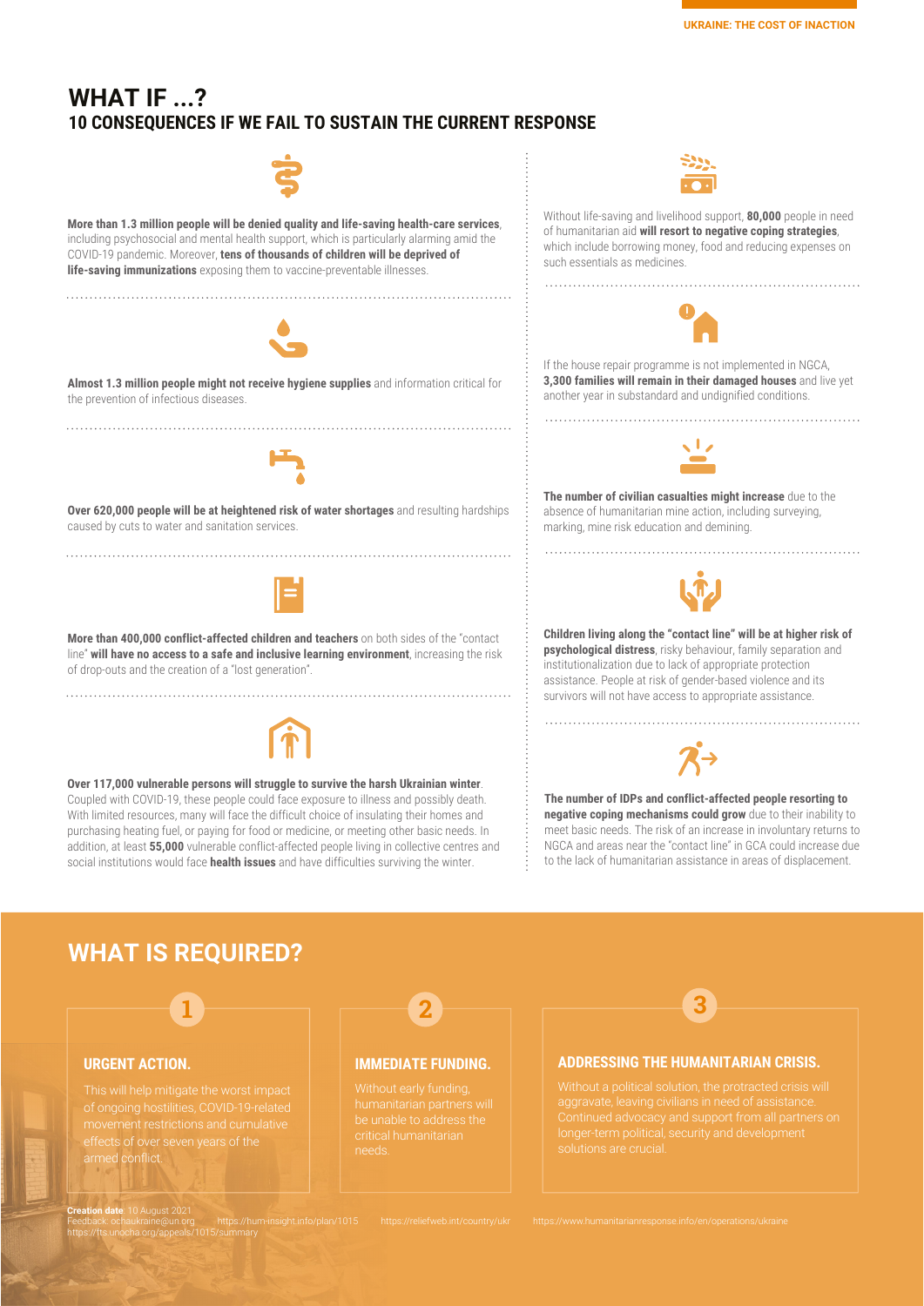# WHAT IF ...?

## 10 CONSEQUENCES IF WE FAIL TO SUSTAIN THE CURRENT RESPONSE

**More than 1.3 million people will be denied quality and life-saving health-care services**, including psychosocial and mental health support, which is particularly alarming amid the COVID-19 pandemic. Moreover, **tens of thousands of children will be deprived of life-saving immunizations** exposing them to vaccine-preventable illnesses.

**Almost 1.3 million people might not receive hygiene supplies** and information critical for the prevention of infectious diseases.

**Over 620,000 people will be at heightened risk of water shortages** and resulting hardships caused by cuts to water and sanitation services.

**More than 400,000 conflict-affected children and teachers** on both sides of the "contact line" **will have no access to a safe and inclusive learning environment**, increasing the risk of drop-outs and the creation of a "lost generation".

**Over 117,000 vulnerable persons will struggle to survive the harsh Ukrainian winter**. Coupled with COVID-19, these people could face exposure to illness and possibly death. With limited resources, many will face the difficult choice of insulating their homes and purchasing heating fuel, or paying for food or medicine, or meeting other basic needs. In addition, at least **55,000** vulnerable conflict-affected people living in collective centres and social institutions would face **health issues** and have difficulties surviving the winter.

Without life-saving and livelihood support, **80,000** people in need of humanitarian aid **will resort to negative coping strategies**, which include borrowing money, food and reducing expenses on such essentials as medicines.

If the house repair programme is not implemented in NGCA, **3,300 families will remain in their damaged houses** and live yet another year in substandard and undignified conditions.

**The number of civilian casualties might increase** due to the absence of humanitarian mine action, including surveying, marking, mine risk education and demining.

**Children living along the "contact line" will be at higher risk of psychological distress**, risky behaviour, family separation and institutionalization due to lack of appropriate protection assistance. People at risk of gender-based violence and its survivors will not have access to appropriate assistance.

**The number of IDPs and conflict-affected people resorting to negative coping mechanisms could grow** due to their inability to meet basic needs. The risk of an increase in involuntary returns to NGCA and areas near the "contact line" in GCA could increase due to the lack of humanitarian assistance in areas of displacement.

# WHAT IS REQUIRED?

### 1 URGENT ACTION.

This will help mitigate the worst impact of ongoing hostilities, COVID-19-related movement restrictions and cumulative effects of over seven years of the armed conflict.

### 2 IMMEDIATE FUNDING.

Without early funding, humanitarian partners will be unable to address the critical humanitarian needs.

### 3 ADDRESSING THE HUMANITARIAN CRISIS.

Without a political solution, the protracted crisis will aggravate, leaving civilians in need of assistance. Continued advocacy and support from all partners on longer-term political, security and development solutions are crucial.

**Creation date**: 10 August 2021
Feedback: ochaukraine@un.org https://hum-insight.info/plan/1015 https://reliefweb.int/country/ukr https://www.humanitarianresponse.info/en/operations/ukraine
https://fts.unocha.org/appeals/1015/summary